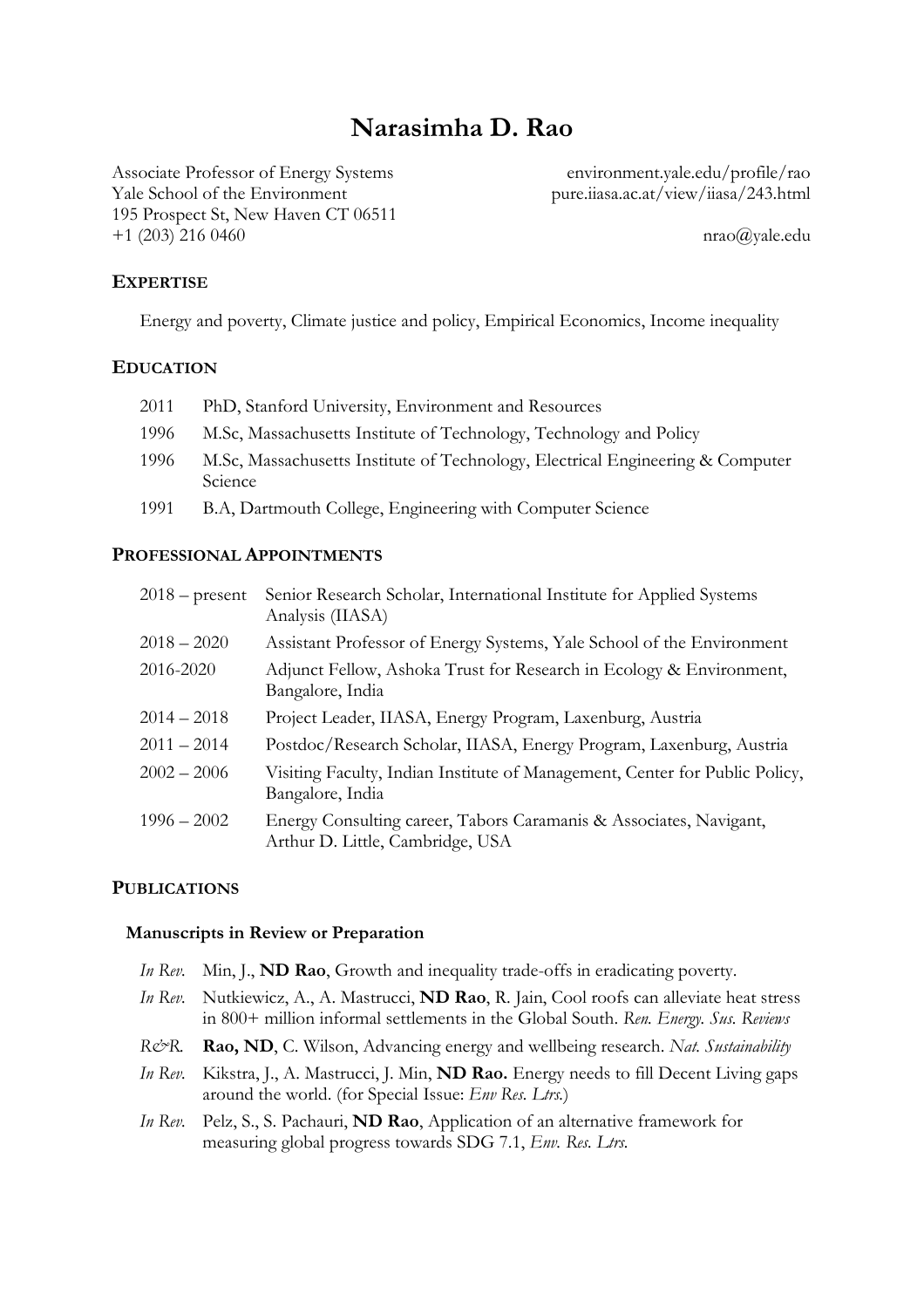# Narasimha D. Rao

Associate Professor of Energy Systems
Yale School of the Environment
195 Prospect St, New Haven CT 06511
+1 (203) 216 0460

environment.yale.edu/profile/rao
pure.iiasa.ac.at/view/iiasa/243.html
nrao@yale.edu

## EXPERTISE

Energy and poverty, Climate justice and policy, Empirical Economics, Income inequality

## EDUCATION

| | |
|---|---|
| 2011 | PhD, Stanford University, Environment and Resources |
| 1996 | M.Sc, Massachusetts Institute of Technology, Technology and Policy |
| 1996 | M.Sc, Massachusetts Institute of Technology, Electrical Engineering & Computer Science |
| 1991 | B.A, Dartmouth College, Engineering with Computer Science |

## PROFESSIONAL APPOINTMENTS

| | |
|---|---|
| 2018 – present | Senior Research Scholar, International Institute for Applied Systems Analysis (IIASA) |
| 2018 – 2020 | Assistant Professor of Energy Systems, Yale School of the Environment |
| 2016-2020 | Adjunct Fellow, Ashoka Trust for Research in Ecology & Environment, Bangalore, India |
| 2014 – 2018 | Project Leader, IIASA, Energy Program, Laxenburg, Austria |
| 2011 – 2014 | Postdoc/Research Scholar, IIASA, Energy Program, Laxenburg, Austria |
| 2002 – 2006 | Visiting Faculty, Indian Institute of Management, Center for Public Policy, Bangalore, India |
| 1996 – 2002 | Energy Consulting career, Tabors Caramanis & Associates, Navigant, Arthur D. Little, Cambridge, USA |

## PUBLICATIONS

### Manuscripts in Review or Preparation

- *In Rev.* Min, J., **ND Rao**, Growth and inequality trade-offs in eradicating poverty.
- *In Rev.* Nutkiewicz, A., A. Mastrucci, **ND Rao**, R. Jain, Cool roofs can alleviate heat stress in 800+ million informal settlements in the Global South. *Ren. Energy. Sus. Reviews*
- *R&R.* **Rao, ND**, C. Wilson, Advancing energy and wellbeing research. *Nat. Sustainability*
- *In Rev.* Kikstra, J., A. Mastrucci, J. Min, **ND Rao.** Energy needs to fill Decent Living gaps around the world. (for Special Issue: *Env Res. Ltrs.*)
- *In Rev.* Pelz, S., S. Pachauri, **ND Rao**, Application of an alternative framework for measuring global progress towards SDG 7.1, *Env. Res. Ltrs.*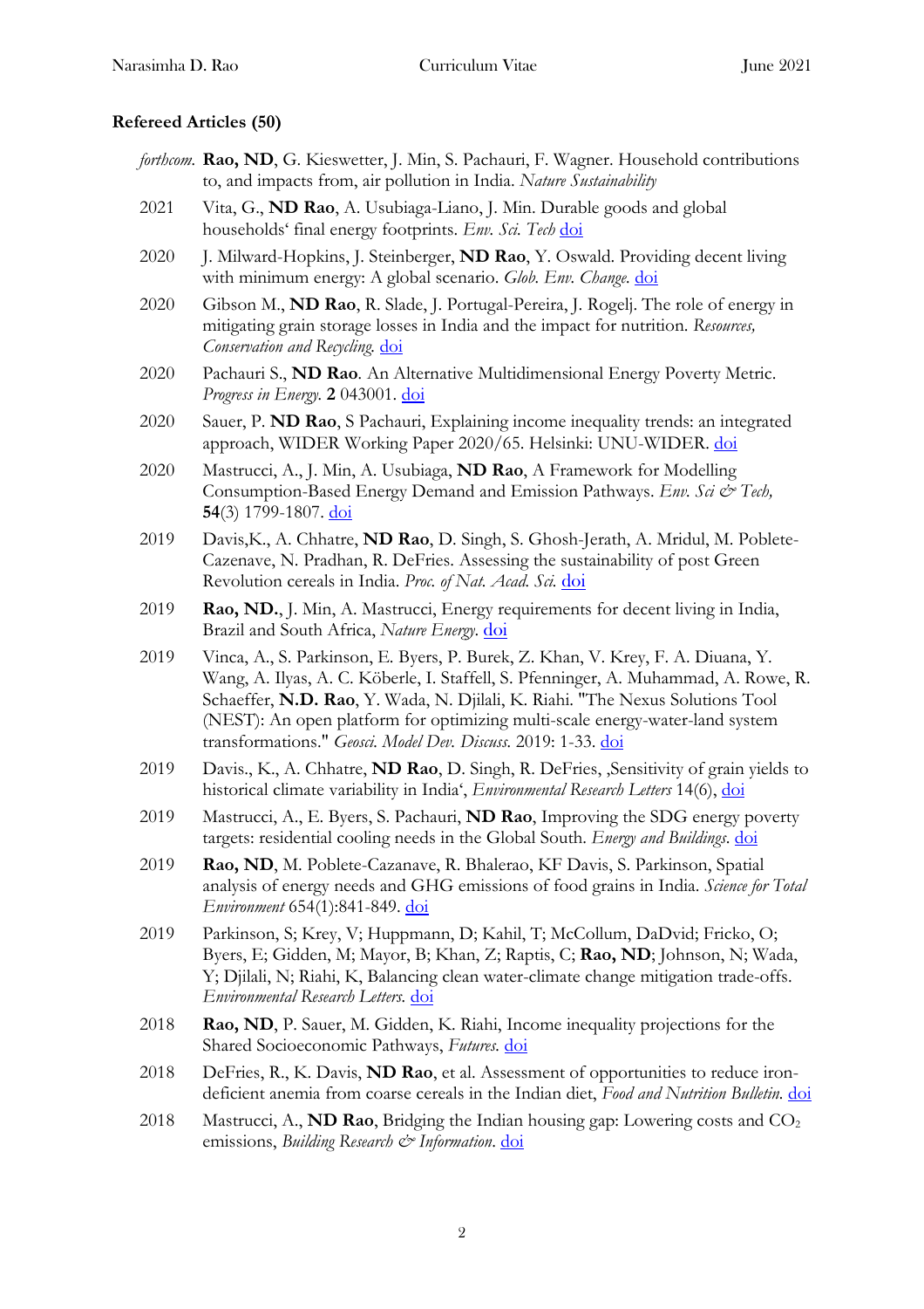**Refereed Articles (50)**

*forthcom.* **Rao, ND**, G. Kieswetter, J. Min, S. Pachauri, F. Wagner. Household contributions to, and impacts from, air pollution in India. *Nature Sustainability*

2021 Vita, G., **ND Rao**, A. Usubiaga-Liano, J. Min. Durable goods and global households' final energy footprints. *Env. Sci. Tech* doi

2020 J. Milward-Hopkins, J. Steinberger, **ND Rao**, Y. Oswald. Providing decent living with minimum energy: A global scenario. *Glob. Env. Change.* doi

2020 Gibson M., **ND Rao**, R. Slade, J. Portugal-Pereira, J. Rogelj. The role of energy in mitigating grain storage losses in India and the impact for nutrition. *Resources, Conservation and Recycling.* doi

2020 Pachauri S., **ND Rao**. An Alternative Multidimensional Energy Poverty Metric. *Progress in Energy.* **2** 043001. doi

2020 Sauer, P. **ND Rao**, S Pachauri, Explaining income inequality trends: an integrated approach, WIDER Working Paper 2020/65. Helsinki: UNU-WIDER. doi

2020 Mastrucci, A., J. Min, A. Usubiaga, **ND Rao**, A Framework for Modelling Consumption-Based Energy Demand and Emission Pathways. *Env. Sci & Tech,* **54**(3) 1799-1807. doi

2019 Davis,K., A. Chhatre, **ND Rao**, D. Singh, S. Ghosh-Jerath, A. Mridul, M. Poblete-Cazenave, N. Pradhan, R. DeFries. Assessing the sustainability of post Green Revolution cereals in India. *Proc. of Nat. Acad. Sci.* doi

2019 **Rao, ND.**, J. Min, A. Mastrucci, Energy requirements for decent living in India, Brazil and South Africa, *Nature Energy.* doi

2019 Vinca, A., S. Parkinson, E. Byers, P. Burek, Z. Khan, V. Krey, F. A. Diuana, Y. Wang, A. Ilyas, A. C. Köberle, I. Staffell, S. Pfenninger, A. Muhammad, A. Rowe, R. Schaeffer, **N.D. Rao**, Y. Wada, N. Djilali, K. Riahi. "The Nexus Solutions Tool (NEST): An open platform for optimizing multi-scale energy-water-land system transformations." *Geosci. Model Dev. Discuss.* 2019: 1-33. doi

2019 Davis., K., A. Chhatre, **ND Rao**, D. Singh, R. DeFries, 'Sensitivity of grain yields to historical climate variability in India', *Environmental Research Letters* 14(6), doi

2019 Mastrucci, A., E. Byers, S. Pachauri, **ND Rao**, Improving the SDG energy poverty targets: residential cooling needs in the Global South. *Energy and Buildings.* doi

2019 **Rao, ND**, M. Poblete-Cazanave, R. Bhalerao, KF Davis, S. Parkinson, Spatial analysis of energy needs and GHG emissions of food grains in India. *Science for Total Environment* 654(1):841-849. doi

2019 Parkinson, S; Krey, V; Huppmann, D; Kahil, T; McCollum, DaDvid; Fricko, O; Byers, E; Gidden, M; Mayor, B; Khan, Z; Raptis, C; **Rao, ND**; Johnson, N; Wada, Y; Djilali, N; Riahi, K, Balancing clean water-climate change mitigation trade-offs. *Environmental Research Letters.* doi

2018 **Rao, ND**, P. Sauer, M. Gidden, K. Riahi, Income inequality projections for the Shared Socioeconomic Pathways, *Futures.* doi

2018 DeFries, R., K. Davis, **ND Rao**, et al. Assessment of opportunities to reduce iron-deficient anemia from coarse cereals in the Indian diet, *Food and Nutrition Bulletin.* doi

2018 Mastrucci, A., **ND Rao**, Bridging the Indian housing gap: Lowering costs and $CO_2$ emissions, *Building Research & Information.* doi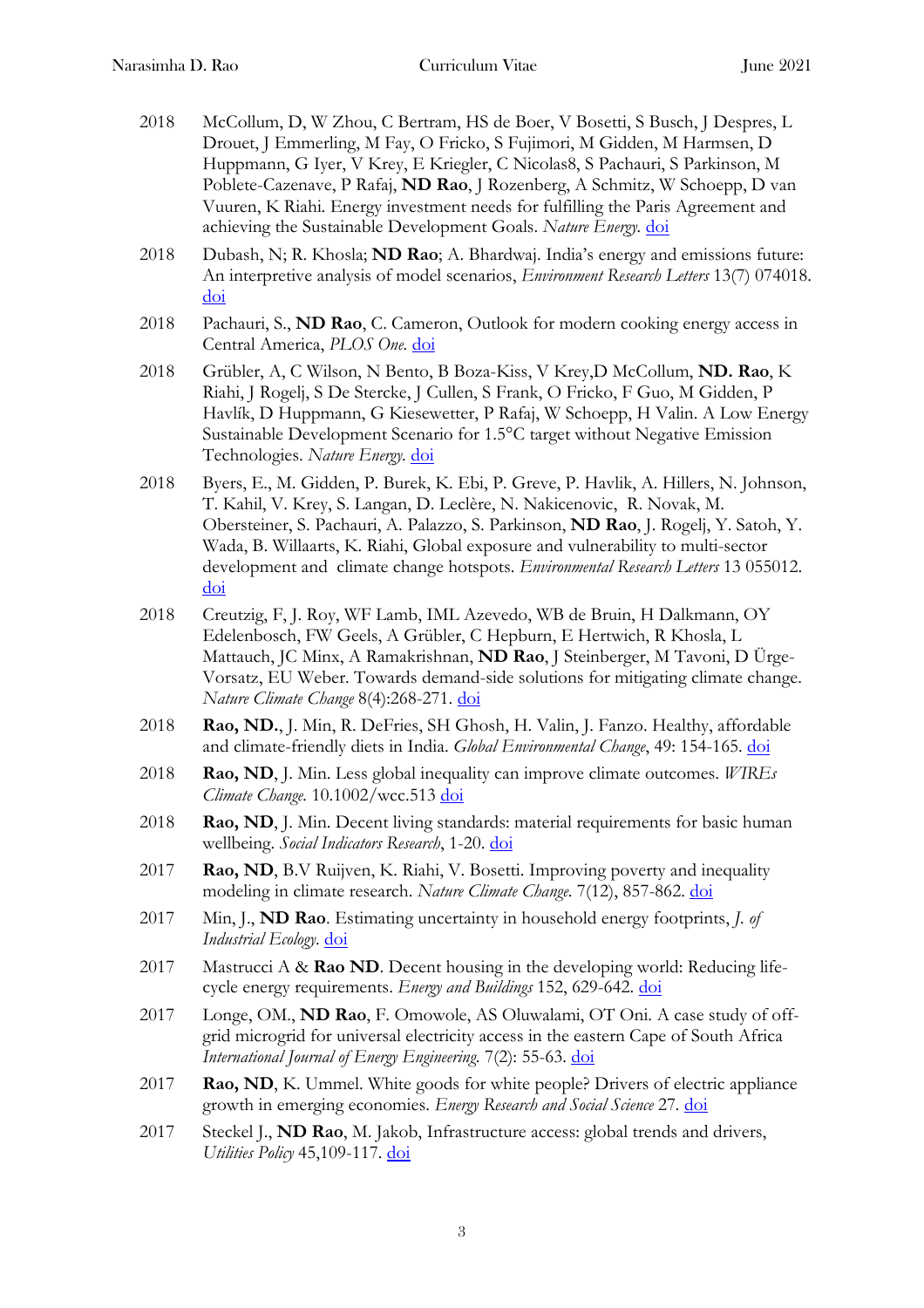2018 McCollum, D, W Zhou, C Bertram, HS de Boer, V Bosetti, S Busch, J Despres, L Drouet, J Emmerling, M Fay, O Fricko, S Fujimori, M Gidden, M Harmsen, D Huppmann, G Iyer, V Krey, E Kriegler, C Nicolas8, S Pachauri, S Parkinson, M Poblete-Cazenave, P Rafaj, **ND Rao**, J Rozenberg, A Schmitz, W Schoepp, D van Vuuren, K Riahi. Energy investment needs for fulfilling the Paris Agreement and achieving the Sustainable Development Goals. *Nature Energy.* doi

2018 Dubash, N; R. Khosla; **ND Rao**; A. Bhardwaj. India's energy and emissions future: An interpretive analysis of model scenarios, *Environment Research Letters* 13(7) 074018. doi

2018 Pachauri, S., **ND Rao**, C. Cameron, Outlook for modern cooking energy access in Central America, *PLOS One.* doi

2018 Grübler, A, C Wilson, N Bento, B Boza-Kiss, V Krey,D McCollum, **ND. Rao**, K Riahi, J Rogelj, S De Stercke, J Cullen, S Frank, O Fricko, F Guo, M Gidden, P Havlík, D Huppmann, G Kiesewetter, P Rafaj, W Schoepp, H Valin. A Low Energy Sustainable Development Scenario for 1.5°C target without Negative Emission Technologies. *Nature Energy.* doi

2018 Byers, E., M. Gidden, P. Burek, K. Ebi, P. Greve, P. Havlik, A. Hillers, N. Johnson, T. Kahil, V. Krey, S. Langan, D. Leclère, N. Nakicenovic, R. Novak, M. Obersteiner, S. Pachauri, A. Palazzo, S. Parkinson, **ND Rao**, J. Rogelj, Y. Satoh, Y. Wada, B. Willaarts, K. Riahi, Global exposure and vulnerability to multi-sector development and climate change hotspots. *Environmental Research Letters* 13 055012. doi

2018 Creutzig, F, J. Roy, WF Lamb, IML Azevedo, WB de Bruin, H Dalkmann, OY Edelenbosch, FW Geels, A Grübler, C Hepburn, E Hertwich, R Khosla, L Mattauch, JC Minx, A Ramakrishnan, **ND Rao**, J Steinberger, M Tavoni, D Ürge-Vorsatz, EU Weber. Towards demand-side solutions for mitigating climate change. *Nature Climate Change* 8(4):268-271. doi

2018 **Rao, ND.**, J. Min, R. DeFries, SH Ghosh, H. Valin, J. Fanzo. Healthy, affordable and climate-friendly diets in India. *Global Environmental Change*, 49: 154-165. doi

2018 **Rao, ND**, J. Min. Less global inequality can improve climate outcomes. *WIREs Climate Change.* 10.1002/wcc.513 doi

2018 **Rao, ND**, J. Min. Decent living standards: material requirements for basic human wellbeing. *Social Indicators Research*, 1-20. doi

2017 **Rao, ND**, B.V Ruijven, K. Riahi, V. Bosetti. Improving poverty and inequality modeling in climate research. *Nature Climate Change.* 7(12), 857-862. doi

2017 Min, J., **ND Rao**. Estimating uncertainty in household energy footprints, *J. of Industrial Ecology.* doi

2017 Mastrucci A & **Rao ND**. Decent housing in the developing world: Reducing life-cycle energy requirements. *Energy and Buildings* 152, 629-642. doi

2017 Longe, OM., **ND Rao**, F. Omowole, AS Oluwalami, OT Oni. A case study of off-grid microgrid for universal electricity access in the eastern Cape of South Africa *International Journal of Energy Engineering.* 7(2): 55-63. doi

2017 **Rao, ND**, K. Ummel. White goods for white people? Drivers of electric appliance growth in emerging economies. *Energy Research and Social Science* 27. doi

2017 Steckel J., **ND Rao**, M. Jakob, Infrastructure access: global trends and drivers, *Utilities Policy* 45,109-117. doi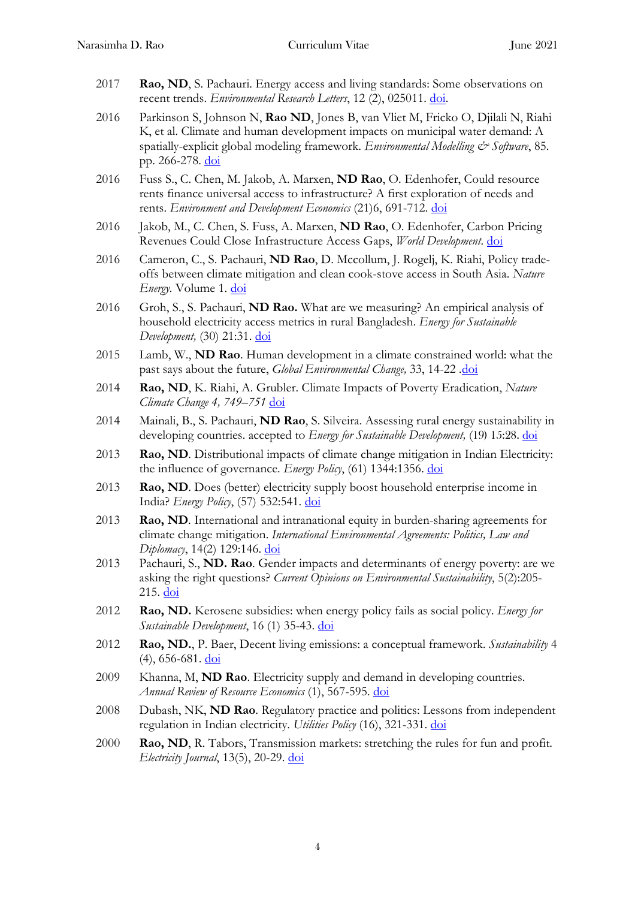2017 **Rao, ND**, S. Pachauri. Energy access and living standards: Some observations on recent trends. *Environmental Research Letters*, 12 (2), 025011. doi.

2016 Parkinson S, Johnson N, **Rao ND**, Jones B, van Vliet M, Fricko O, Djilali N, Riahi K, et al. Climate and human development impacts on municipal water demand: A spatially-explicit global modeling framework. *Environmental Modelling & Software*, 85. pp. 266-278. doi

2016 Fuss S., C. Chen, M. Jakob, A. Marxen, **ND Rao**, O. Edenhofer, Could resource rents finance universal access to infrastructure? A first exploration of needs and rents. *Environment and Development Economics* (21)6, 691-712. doi

2016 Jakob, M., C. Chen, S. Fuss, A. Marxen, **ND Rao**, O. Edenhofer, Carbon Pricing Revenues Could Close Infrastructure Access Gaps, *World Development*. doi

2016 Cameron, C., S. Pachauri, **ND Rao**, D. Mccollum, J. Rogelj, K. Riahi, Policy trade-offs between climate mitigation and clean cook-stove access in South Asia. *Nature Energy*. Volume 1. doi

2016 Groh, S., S. Pachauri, **ND Rao.** What are we measuring? An empirical analysis of household electricity access metrics in rural Bangladesh. *Energy for Sustainable Development,* (30) 21:31. doi

2015 Lamb, W., **ND Rao**. Human development in a climate constrained world: what the past says about the future, *Global Environmental Change,* 33, 14-22 .doi

2014 **Rao, ND**, K. Riahi, A. Grubler. Climate Impacts of Poverty Eradication, *Nature Climate Change 4, 749–751* doi

2014 Mainali, B., S. Pachauri, **ND Rao**, S. Silveira. Assessing rural energy sustainability in developing countries. accepted to *Energy for Sustainable Development,* (19) 15:28. doi

2013 **Rao, ND**. Distributional impacts of climate change mitigation in Indian Electricity: the influence of governance. *Energy Policy*, (61) 1344:1356. doi

2013 **Rao, ND**. Does (better) electricity supply boost household enterprise income in India? *Energy Policy*, (57) 532:541. doi

2013 **Rao, ND**. International and intranational equity in burden-sharing agreements for climate change mitigation. *International Environmental Agreements: Politics, Law and Diplomacy*, 14(2) 129:146. doi

2013 Pachauri, S., **ND. Rao**. Gender impacts and determinants of energy poverty: are we asking the right questions? *Current Opinions on Environmental Sustainability*, 5(2):205-215. doi

2012 **Rao, ND.** Kerosene subsidies: when energy policy fails as social policy. *Energy for Sustainable Development*, 16 (1) 35-43. doi

2012 **Rao, ND.**, P. Baer, Decent living emissions: a conceptual framework. *Sustainability* 4 (4), 656-681. doi

2009 Khanna, M, **ND Rao**. Electricity supply and demand in developing countries. *Annual Review of Resource Economics* (1), 567-595. doi

2008 Dubash, NK, **ND Rao**. Regulatory practice and politics: Lessons from independent regulation in Indian electricity. *Utilities Policy* (16), 321-331. doi

2000 **Rao, ND**, R. Tabors, Transmission markets: stretching the rules for fun and profit. *Electricity Journal*, 13(5), 20-29. doi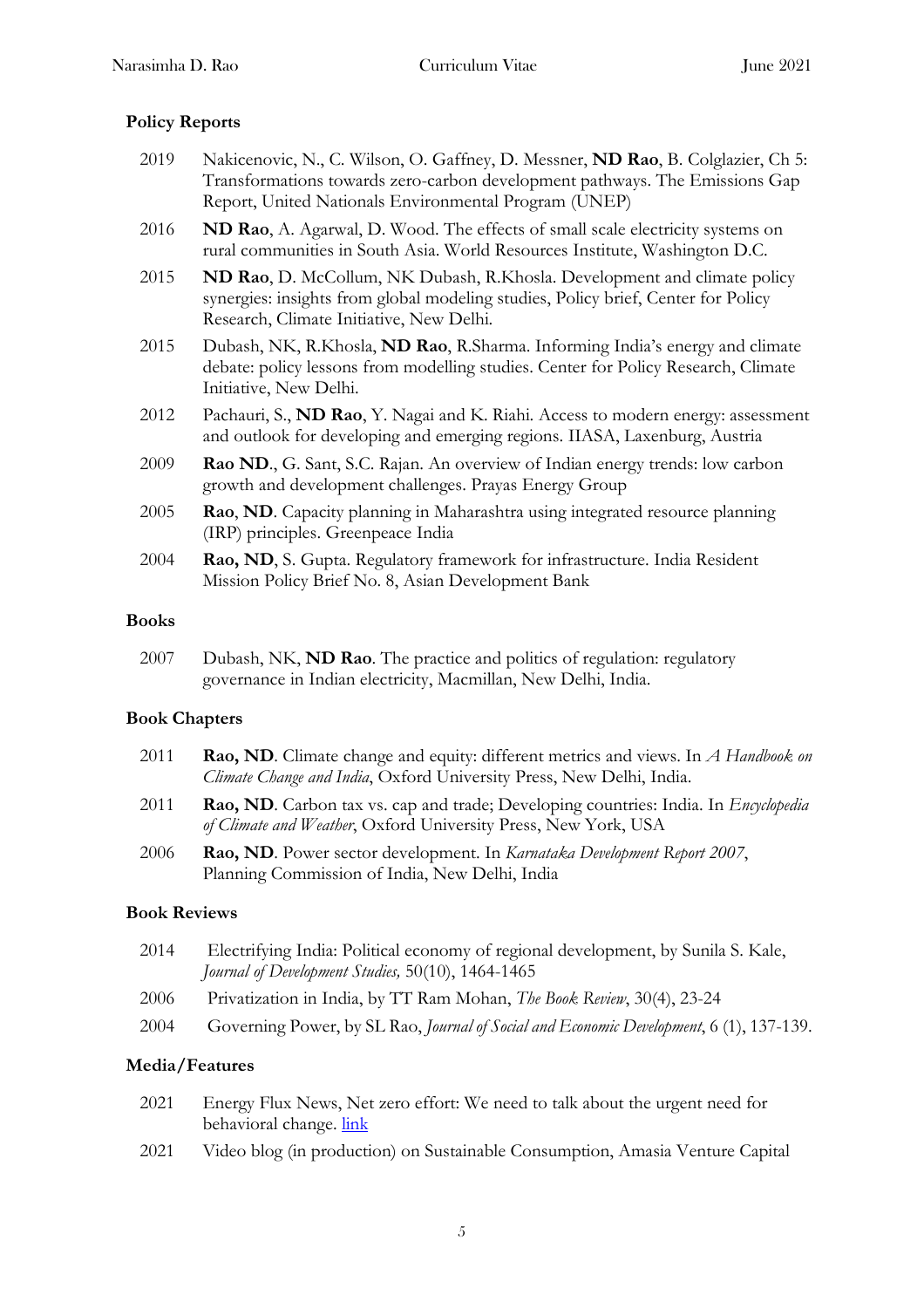### Policy Reports

2019 Nakicenovic, N., C. Wilson, O. Gaffney, D. Messner, **ND Rao**, B. Colglazier, Ch 5: Transformations towards zero-carbon development pathways. The Emissions Gap Report, United Nationals Environmental Program (UNEP)

2016 **ND Rao**, A. Agarwal, D. Wood. The effects of small scale electricity systems on rural communities in South Asia. World Resources Institute, Washington D.C.

2015 **ND Rao**, D. McCollum, NK Dubash, R.Khosla. Development and climate policy synergies: insights from global modeling studies, Policy brief, Center for Policy Research, Climate Initiative, New Delhi.

2015 Dubash, NK, R.Khosla, **ND Rao**, R.Sharma. Informing India's energy and climate debate: policy lessons from modelling studies. Center for Policy Research, Climate Initiative, New Delhi.

2012 Pachauri, S., **ND Rao**, Y. Nagai and K. Riahi. Access to modern energy: assessment and outlook for developing and emerging regions. IIASA, Laxenburg, Austria

2009 **Rao ND**., G. Sant, S.C. Rajan. An overview of Indian energy trends: low carbon growth and development challenges. Prayas Energy Group

2005 **Rao**, **ND**. Capacity planning in Maharashtra using integrated resource planning (IRP) principles. Greenpeace India

2004 **Rao, ND**, S. Gupta. Regulatory framework for infrastructure. India Resident Mission Policy Brief No. 8, Asian Development Bank

### Books

2007 Dubash, NK, **ND Rao**. The practice and politics of regulation: regulatory governance in Indian electricity, Macmillan, New Delhi, India.

### Book Chapters

2011 **Rao, ND**. Climate change and equity: different metrics and views. In *A Handbook on Climate Change and India*, Oxford University Press, New Delhi, India.

2011 **Rao, ND**. Carbon tax vs. cap and trade; Developing countries: India. In *Encyclopedia of Climate and Weather*, Oxford University Press, New York, USA

2006 **Rao, ND**. Power sector development. In *Karnataka Development Report 2007*, Planning Commission of India, New Delhi, India

### Book Reviews

2014 Electrifying India: Political economy of regional development, by Sunila S. Kale, *Journal of Development Studies,* 50(10), 1464-1465

2006 Privatization in India, by TT Ram Mohan, *The Book Review*, 30(4), 23-24

2004 Governing Power, by SL Rao, *Journal of Social and Economic Development*, 6 (1), 137-139.

### Media/Features

2021 Energy Flux News, Net zero effort: We need to talk about the urgent need for behavioral change. link

2021 Video blog (in production) on Sustainable Consumption, Amasia Venture Capital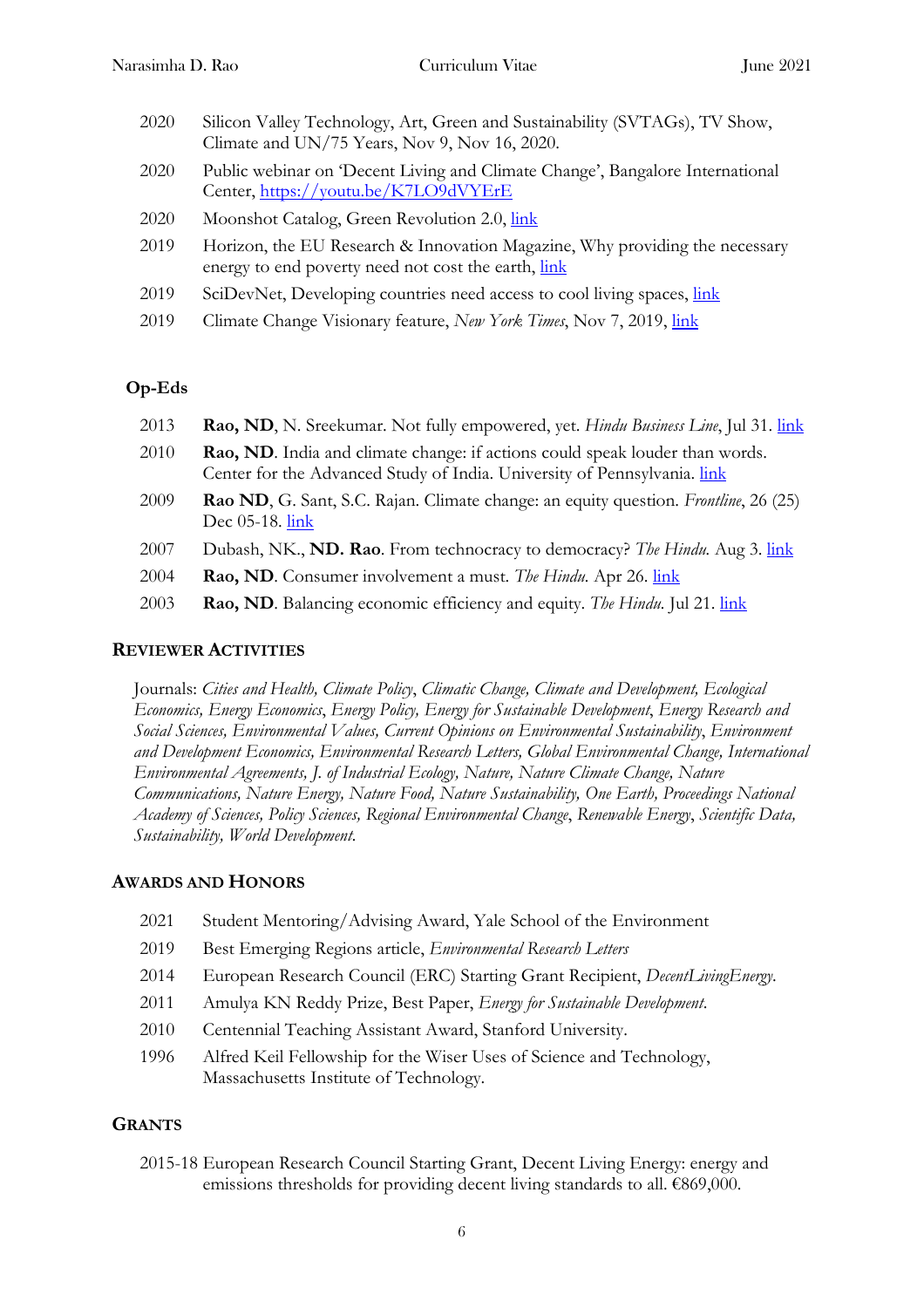| | |
|---|---|
| 2020 | Silicon Valley Technology, Art, Green and Sustainability (SVTAGs), TV Show, Climate and UN/75 Years, Nov 9, Nov 16, 2020. |
| 2020 | Public webinar on 'Decent Living and Climate Change', Bangalore International Center, https://youtu.be/K7LO9dVYErE |
| 2020 | Moonshot Catalog, Green Revolution 2.0, link |
| 2019 | Horizon, the EU Research & Innovation Magazine, Why providing the necessary energy to end poverty need not cost the earth, link |
| 2019 | SciDevNet, Developing countries need access to cool living spaces, link |
| 2019 | Climate Change Visionary feature, *New York Times*, Nov 7, 2019, link |

### Op-Eds

| | |
|---|---|
| 2013 | **Rao, ND**, N. Sreekumar. Not fully empowered, yet. *Hindu Business Line*, Jul 31. link |
| 2010 | **Rao, ND**. India and climate change: if actions could speak louder than words. Center for the Advanced Study of India. University of Pennsylvania. link |
| 2009 | **Rao ND**, G. Sant, S.C. Rajan. Climate change: an equity question. *Frontline*, 26 (25) Dec 05-18. link |
| 2007 | Dubash, NK., **ND. Rao**. From technocracy to democracy? *The Hindu.* Aug 3. link |
| 2004 | **Rao, ND**. Consumer involvement a must. *The Hindu.* Apr 26. link |
| 2003 | **Rao, ND**. Balancing economic efficiency and equity. *The Hindu.* Jul 21. link |

## Reviewer Activities

Journals: *Cities and Health, Climate Policy*, *Climatic Change, Climate and Development, Ecological Economics, Energy Economics*, *Energy Policy, Energy for Sustainable Development*, *Energy Research and Social Sciences, Environmental Values, Current Opinions on Environmental Sustainability*, *Environment and Development Economics, Environmental Research Letters, Global Environmental Change, International Environmental Agreements, J. of Industrial Ecology, Nature, Nature Climate Change, Nature Communications, Nature Energy, Nature Food, Nature Sustainability, One Earth, Proceedings National Academy of Sciences, Policy Sciences, Regional Environmental Change*, *Renewable Energy*, *Scientific Data, Sustainability, World Development.*

## Awards and Honors

| | |
|---|---|
| 2021 | Student Mentoring/Advising Award, Yale School of the Environment |
| 2019 | Best Emerging Regions article, *Environmental Research Letters* |
| 2014 | European Research Council (ERC) Starting Grant Recipient, *DecentLivingEnergy.* |
| 2011 | Amulya KN Reddy Prize, Best Paper, *Energy for Sustainable Development.* |
| 2010 | Centennial Teaching Assistant Award, Stanford University. |
| 1996 | Alfred Keil Fellowship for the Wiser Uses of Science and Technology, Massachusetts Institute of Technology. |

## Grants

| | |
|---|---|
| 2015-18 | European Research Council Starting Grant, Decent Living Energy: energy and emissions thresholds for providing decent living standards to all. €869,000. |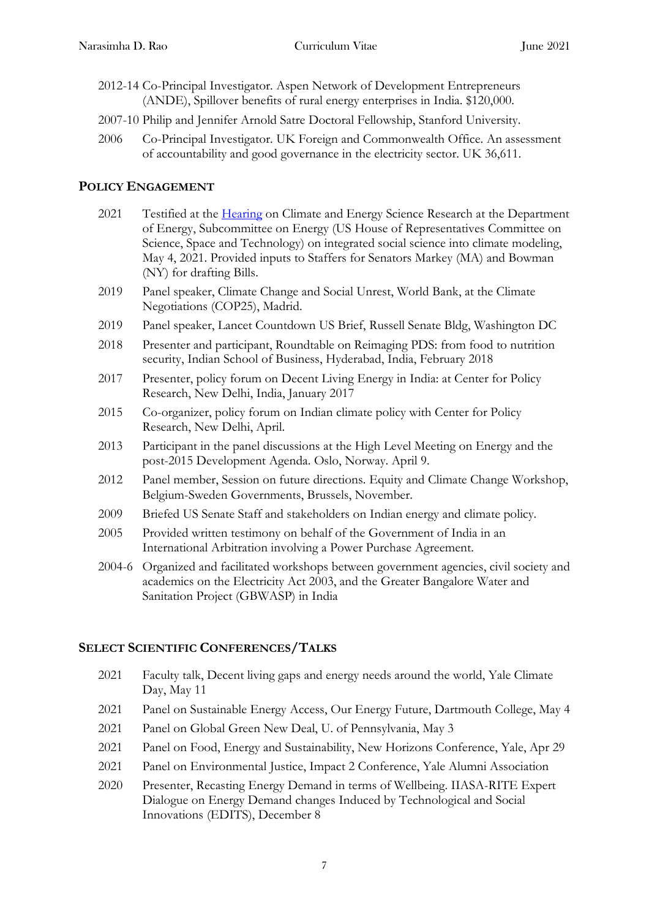- 2012-14 Co-Principal Investigator. Aspen Network of Development Entrepreneurs (ANDE), Spillover benefits of rural energy enterprises in India. $120,000.
- 2007-10 Philip and Jennifer Arnold Satre Doctoral Fellowship, Stanford University.
- 2006 Co-Principal Investigator. UK Foreign and Commonwealth Office. An assessment of accountability and good governance in the electricity sector. UK 36,611.

## POLICY ENGAGEMENT

- 2021 Testified at the Hearing on Climate and Energy Science Research at the Department of Energy, Subcommittee on Energy (US House of Representatives Committee on Science, Space and Technology) on integrated social science into climate modeling, May 4, 2021. Provided inputs to Staffers for Senators Markey (MA) and Bowman (NY) for drafting Bills.
- 2019 Panel speaker, Climate Change and Social Unrest, World Bank, at the Climate Negotiations (COP25), Madrid.
- 2019 Panel speaker, Lancet Countdown US Brief, Russell Senate Bldg, Washington DC
- 2018 Presenter and participant, Roundtable on Reimaging PDS: from food to nutrition security, Indian School of Business, Hyderabad, India, February 2018
- 2017 Presenter, policy forum on Decent Living Energy in India: at Center for Policy Research, New Delhi, India, January 2017
- 2015 Co-organizer, policy forum on Indian climate policy with Center for Policy Research, New Delhi, April.
- 2013 Participant in the panel discussions at the High Level Meeting on Energy and the post-2015 Development Agenda. Oslo, Norway. April 9.
- 2012 Panel member, Session on future directions. Equity and Climate Change Workshop, Belgium-Sweden Governments, Brussels, November.
- 2009 Briefed US Senate Staff and stakeholders on Indian energy and climate policy.
- 2005 Provided written testimony on behalf of the Government of India in an International Arbitration involving a Power Purchase Agreement.
- 2004-6 Organized and facilitated workshops between government agencies, civil society and academics on the Electricity Act 2003, and the Greater Bangalore Water and Sanitation Project (GBWASP) in India

## SELECT SCIENTIFIC CONFERENCES/TALKS

- 2021 Faculty talk, Decent living gaps and energy needs around the world, Yale Climate Day, May 11
- 2021 Panel on Sustainable Energy Access, Our Energy Future, Dartmouth College, May 4
- 2021 Panel on Global Green New Deal, U. of Pennsylvania, May 3
- 2021 Panel on Food, Energy and Sustainability, New Horizons Conference, Yale, Apr 29
- 2021 Panel on Environmental Justice, Impact 2 Conference, Yale Alumni Association
- 2020 Presenter, Recasting Energy Demand in terms of Wellbeing. IIASA-RITE Expert Dialogue on Energy Demand changes Induced by Technological and Social Innovations (EDITS), December 8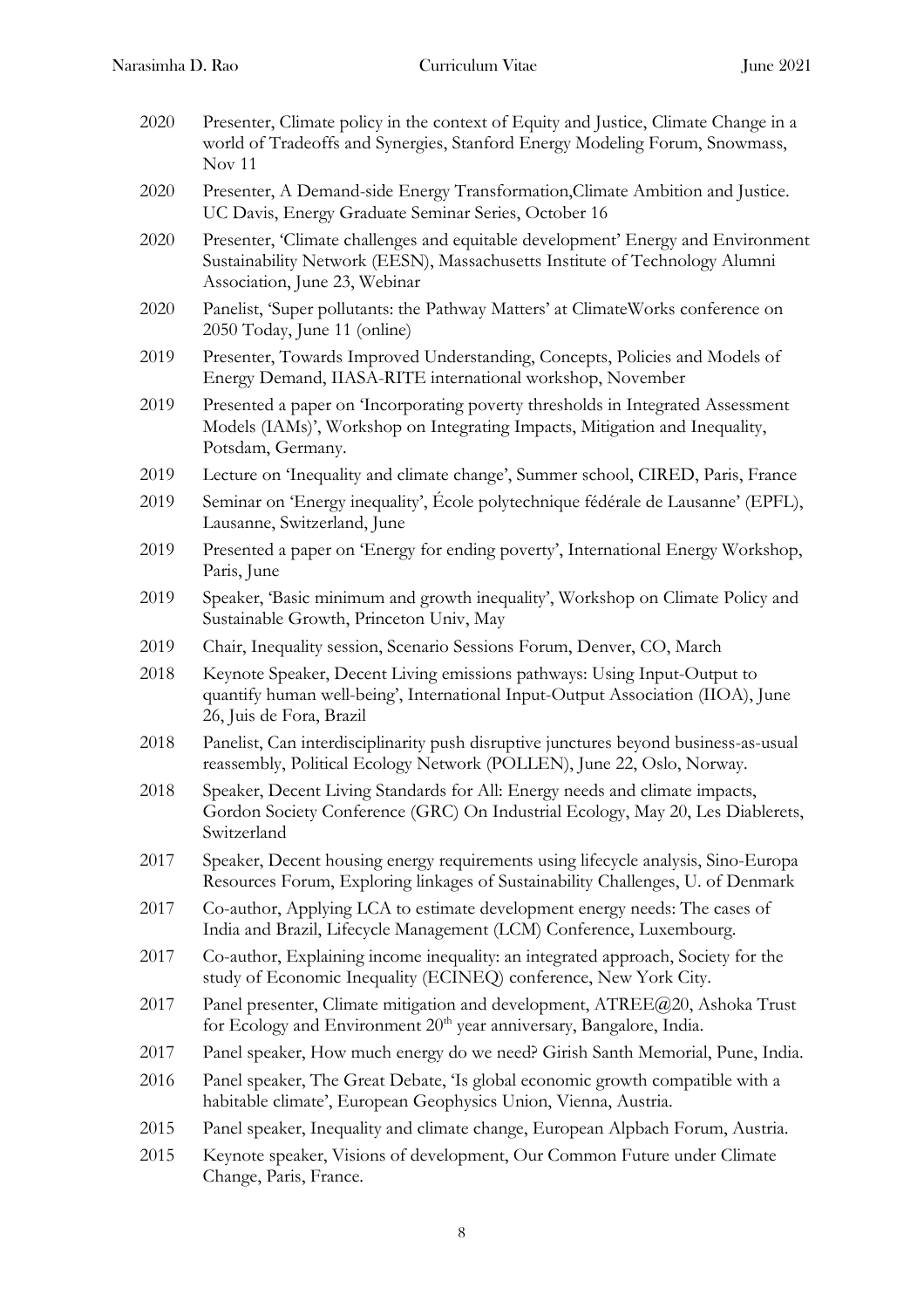2020 Presenter, Climate policy in the context of Equity and Justice, Climate Change in a world of Tradeoffs and Synergies, Stanford Energy Modeling Forum, Snowmass, Nov 11

2020 Presenter, A Demand-side Energy Transformation,Climate Ambition and Justice. UC Davis, Energy Graduate Seminar Series, October 16

2020 Presenter, 'Climate challenges and equitable development' Energy and Environment Sustainability Network (EESN), Massachusetts Institute of Technology Alumni Association, June 23, Webinar

2020 Panelist, 'Super pollutants: the Pathway Matters' at ClimateWorks conference on 2050 Today, June 11 (online)

2019 Presenter, Towards Improved Understanding, Concepts, Policies and Models of Energy Demand, IIASA-RITE international workshop, November

2019 Presented a paper on 'Incorporating poverty thresholds in Integrated Assessment Models (IAMs)', Workshop on Integrating Impacts, Mitigation and Inequality, Potsdam, Germany.

2019 Lecture on 'Inequality and climate change', Summer school, CIRED, Paris, France

2019 Seminar on 'Energy inequality', École polytechnique fédérale de Lausanne' (EPFL), Lausanne, Switzerland, June

2019 Presented a paper on 'Energy for ending poverty', International Energy Workshop, Paris, June

2019 Speaker, 'Basic minimum and growth inequality', Workshop on Climate Policy and Sustainable Growth, Princeton Univ, May

2019 Chair, Inequality session, Scenario Sessions Forum, Denver, CO, March

2018 Keynote Speaker, Decent Living emissions pathways: Using Input-Output to quantify human well-being', International Input-Output Association (IIOA), June 26, Juis de Fora, Brazil

2018 Panelist, Can interdisciplinarity push disruptive junctures beyond business-as-usual reassembly, Political Ecology Network (POLLEN), June 22, Oslo, Norway.

2018 Speaker, Decent Living Standards for All: Energy needs and climate impacts, Gordon Society Conference (GRC) On Industrial Ecology, May 20, Les Diablerets, Switzerland

2017 Speaker, Decent housing energy requirements using lifecycle analysis, Sino-Europa Resources Forum, Exploring linkages of Sustainability Challenges, U. of Denmark

2017 Co-author, Applying LCA to estimate development energy needs: The cases of India and Brazil, Lifecycle Management (LCM) Conference, Luxembourg.

2017 Co-author, Explaining income inequality: an integrated approach, Society for the study of Economic Inequality (ECINEQ) conference, New York City.

2017 Panel presenter, Climate mitigation and development, ATREE@20, Ashoka Trust for Ecology and Environment 20th year anniversary, Bangalore, India.

2017 Panel speaker, How much energy do we need? Girish Santh Memorial, Pune, India.

2016 Panel speaker, The Great Debate, 'Is global economic growth compatible with a habitable climate', European Geophysics Union, Vienna, Austria.

2015 Panel speaker, Inequality and climate change, European Alpbach Forum, Austria.

2015 Keynote speaker, Visions of development, Our Common Future under Climate Change, Paris, France.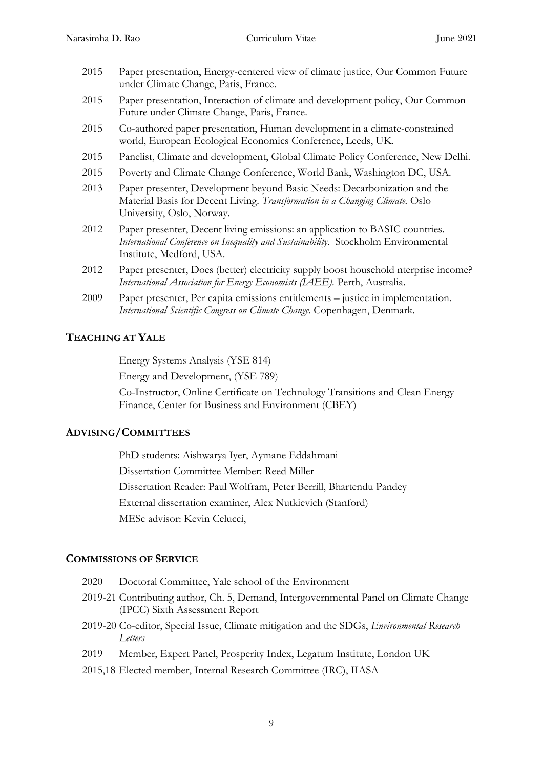2015 Paper presentation, Energy-centered view of climate justice, Our Common Future under Climate Change, Paris, France.

2015 Paper presentation, Interaction of climate and development policy, Our Common Future under Climate Change, Paris, France.

2015 Co-authored paper presentation, Human development in a climate-constrained world, European Ecological Economics Conference, Leeds, UK.

2015 Panelist, Climate and development, Global Climate Policy Conference, New Delhi.

2015 Poverty and Climate Change Conference, World Bank, Washington DC, USA.

2013 Paper presenter, Development beyond Basic Needs: Decarbonization and the Material Basis for Decent Living. *Transformation in a Changing Climate*. Oslo University, Oslo, Norway.

2012 Paper presenter, Decent living emissions: an application to BASIC countries. *International Conference on Inequality and Sustainability*. Stockholm Environmental Institute, Medford, USA.

2012 Paper presenter, Does (better) electricity supply boost household nterprise income? *International Association for Energy Economists (IAEE)*. Perth, Australia.

2009 Paper presenter, Per capita emissions entitlements – justice in implementation. *International Scientific Congress on Climate Change*. Copenhagen, Denmark.

## TEACHING AT YALE

Energy Systems Analysis (YSE 814)

Energy and Development, (YSE 789)

Co-Instructor, Online Certificate on Technology Transitions and Clean Energy Finance, Center for Business and Environment (CBEY)

## ADVISING/COMMITTEES

PhD students: Aishwarya Iyer, Aymane Eddahmani

Dissertation Committee Member: Reed Miller

Dissertation Reader: Paul Wolfram, Peter Berrill, Bhartendu Pandey

External dissertation examiner, Alex Nutkievich (Stanford)

MESc advisor: Kevin Celucci,

## COMMISSIONS OF SERVICE

2020 Doctoral Committee, Yale school of the Environment

2019-21 Contributing author, Ch. 5, Demand, Intergovernmental Panel on Climate Change (IPCC) Sixth Assessment Report

2019-20 Co-editor, Special Issue, Climate mitigation and the SDGs, *Environmental Research Letters*

2019 Member, Expert Panel, Prosperity Index, Legatum Institute, London UK

2015,18 Elected member, Internal Research Committee (IRC), IIASA